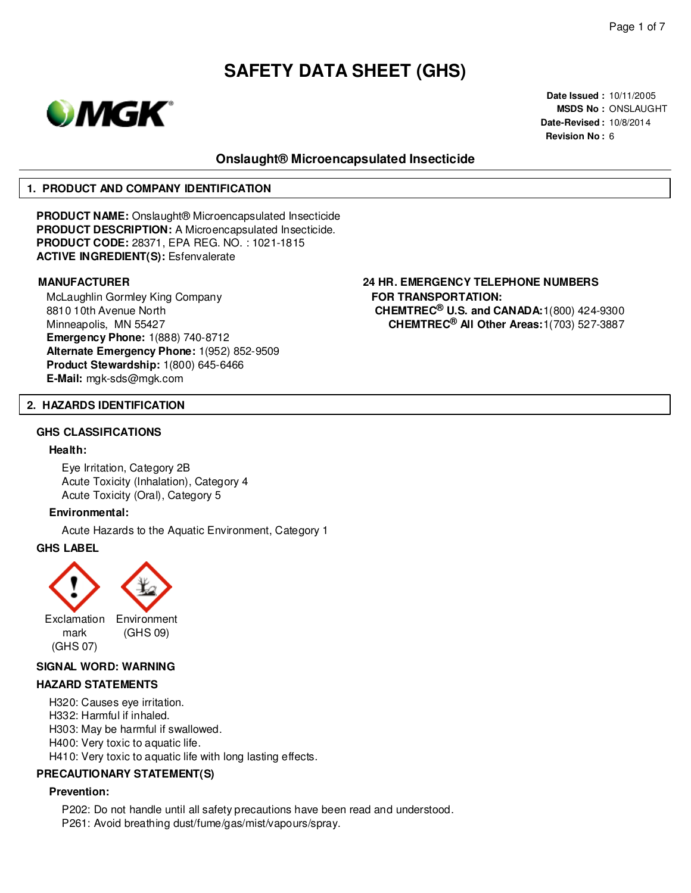# SAFETY DATA SHEET (GHS)

**Date Issued :** 10/11/2005
**MSDS No :** ONSLAUGHT
**Date-Revised :** 10/8/2014
**Revision No :** 6

## Onslaught® Microencapsulated Insecticide

## 1. PRODUCT AND COMPANY IDENTIFICATION

**PRODUCT NAME:** Onslaught® Microencapsulated Insecticide
**PRODUCT DESCRIPTION:** A Microencapsulated Insecticide.
**PRODUCT CODE:** 28371, EPA REG. NO. : 1021-1815
**ACTIVE INGREDIENT(S):** Esfenvalerate

**MANUFACTURER**

McLaughlin Gormley King Company
8810 10th Avenue North
Minneapolis, MN 55427
**Emergency Phone:** 1(888) 740-8712
**Alternate Emergency Phone:** 1(952) 852-9509
**Product Stewardship:** 1(800) 645-6466
**E-Mail:** mgk-sds@mgk.com

**24 HR. EMERGENCY TELEPHONE NUMBERS FOR TRANSPORTATION:**

**CHEMTREC® U.S. and CANADA:** 1(800) 424-9300
**CHEMTREC® All Other Areas:** 1(703) 527-3887

## 2. HAZARDS IDENTIFICATION

### GHS CLASSIFICATIONS

**Health:**

Eye Irritation, Category 2B
Acute Toxicity (Inhalation), Category 4
Acute Toxicity (Oral), Category 5

**Environmental:**

Acute Hazards to the Aquatic Environment, Category 1

### GHS LABEL

Exclamation mark (GHS 07)    Environment (GHS 09)

### SIGNAL WORD: WARNING

### HAZARD STATEMENTS

H320: Causes eye irritation.
H332: Harmful if inhaled.
H303: May be harmful if swallowed.
H400: Very toxic to aquatic life.
H410: Very toxic to aquatic life with long lasting effects.

### PRECAUTIONARY STATEMENT(S)

**Prevention:**

P202: Do not handle until all safety precautions have been read and understood.
P261: Avoid breathing dust/fume/gas/mist/vapours/spray.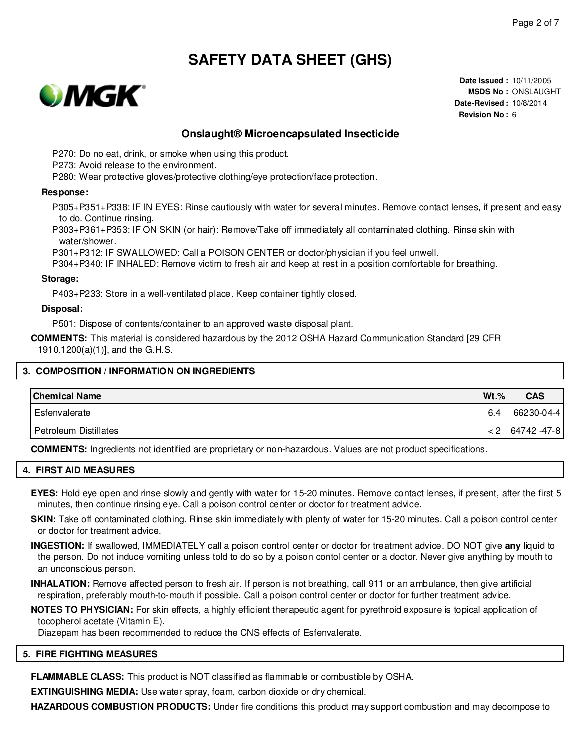P270: Do no eat, drink, or smoke when using this product.
P273: Avoid release to the environment.
P280: Wear protective gloves/protective clothing/eye protection/face protection.

**Response:**

P305+P351+P338: IF IN EYES: Rinse cautiously with water for several minutes. Remove contact lenses, if present and easy to do. Continue rinsing.
P303+P361+P353: IF ON SKIN (or hair): Remove/Take off immediately all contaminated clothing. Rinse skin with water/shower.
P301+P312: IF SWALLOWED: Call a POISON CENTER or doctor/physician if you feel unwell.
P304+P340: IF INHALED: Remove victim to fresh air and keep at rest in a position comfortable for breathing.

**Storage:**

P403+P233: Store in a well-ventilated place. Keep container tightly closed.

**Disposal:**

P501: Dispose of contents/container to an approved waste disposal plant.

**COMMENTS:** This material is considered hazardous by the 2012 OSHA Hazard Communication Standard [29 CFR 1910.1200(a)(1)], and the G.H.S.

## 3. COMPOSITION / INFORMATION ON INGREDIENTS

| Chemical Name | Wt.% | CAS |
|---|---|---|
| Esfenvalerate | 6.4 | 66230-04-4 |
| Petroleum Distillates | < 2 | 64742 -47-8 |

**COMMENTS:** Ingredients not identified are proprietary or non-hazardous. Values are not product specifications.

## 4. FIRST AID MEASURES

**EYES:** Hold eye open and rinse slowly and gently with water for 15-20 minutes. Remove contact lenses, if present, after the first 5 minutes, then continue rinsing eye. Call a poison control center or doctor for treatment advice.

**SKIN:** Take off contaminated clothing. Rinse skin immediately with plenty of water for 15-20 minutes. Call a poison control center or doctor for treatment advice.

**INGESTION:** If swallowed, IMMEDIATELY call a poison control center or doctor for treatment advice. DO NOT give **any** liquid to the person. Do not induce vomiting unless told to do so by a poison contol center or a doctor. Never give anything by mouth to an unconscious person.

**INHALATION:** Remove affected person to fresh air. If person is not breathing, call 911 or an ambulance, then give artificial respiration, preferably mouth-to-mouth if possible. Call a poison control center or doctor for further treatment advice.

**NOTES TO PHYSICIAN:** For skin effects, a highly efficient therapeutic agent for pyrethroid exposure is topical application of tocopherol acetate (Vitamin E).
Diazepam has been recommended to reduce the CNS effects of Esfenvalerate.

## 5. FIRE FIGHTING MEASURES

**FLAMMABLE CLASS:** This product is NOT classified as flammable or combustible by OSHA.

**EXTINGUISHING MEDIA:** Use water spray, foam, carbon dioxide or dry chemical.

**HAZARDOUS COMBUSTION PRODUCTS:** Under fire conditions this product may support combustion and may decompose to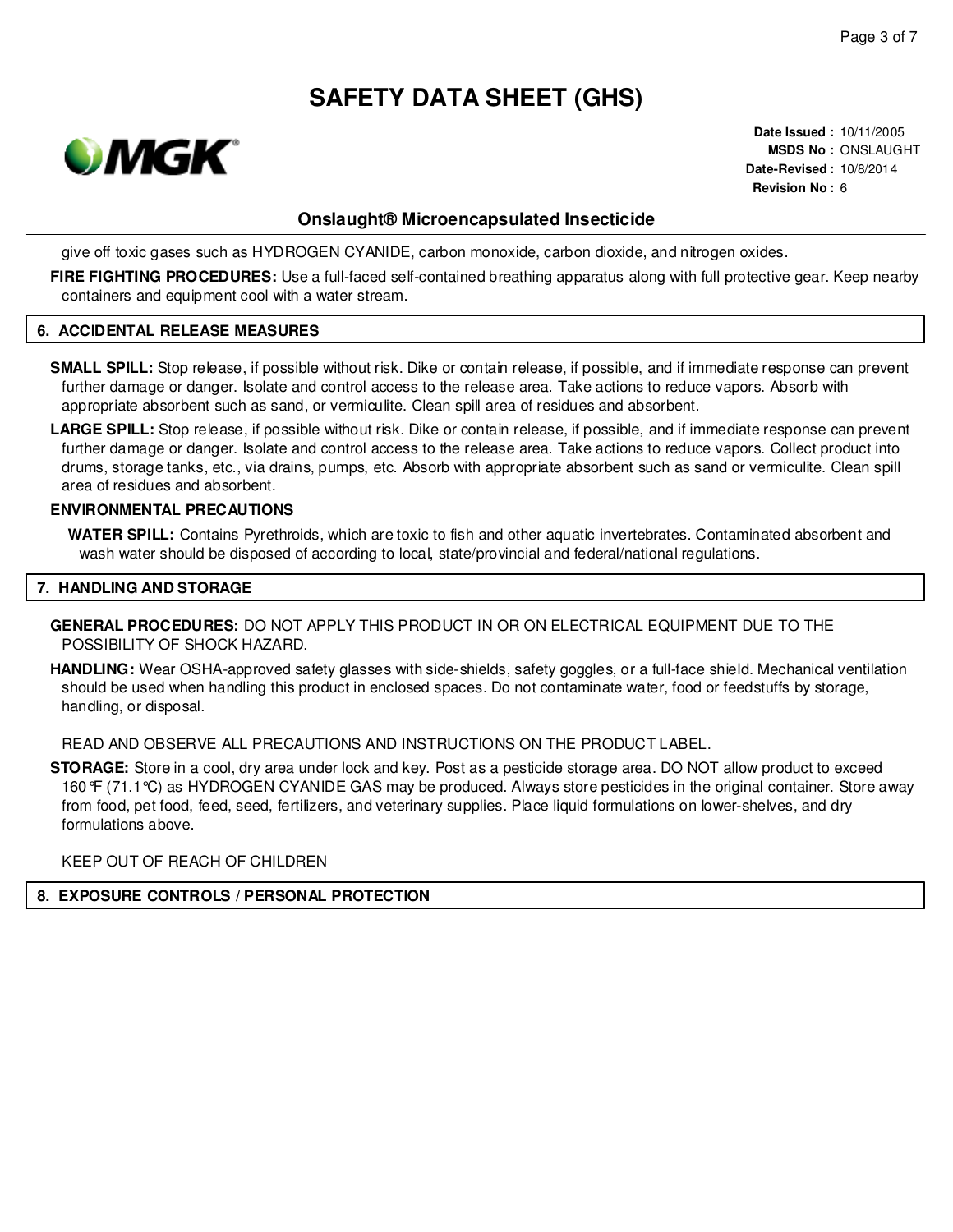give off toxic gases such as HYDROGEN CYANIDE, carbon monoxide, carbon dioxide, and nitrogen oxides.

**FIRE FIGHTING PROCEDURES:** Use a full-faced self-contained breathing apparatus along with full protective gear. Keep nearby containers and equipment cool with a water stream.

## 6. ACCIDENTAL RELEASE MEASURES

**SMALL SPILL:** Stop release, if possible without risk. Dike or contain release, if possible, and if immediate response can prevent further damage or danger. Isolate and control access to the release area. Take actions to reduce vapors. Absorb with appropriate absorbent such as sand, or vermiculite. Clean spill area of residues and absorbent.

**LARGE SPILL:** Stop release, if possible without risk. Dike or contain release, if possible, and if immediate response can prevent further damage or danger. Isolate and control access to the release area. Take actions to reduce vapors. Collect product into drums, storage tanks, etc., via drains, pumps, etc. Absorb with appropriate absorbent such as sand or vermiculite. Clean spill area of residues and absorbent.

**ENVIRONMENTAL PRECAUTIONS**

**WATER SPILL:** Contains Pyrethroids, which are toxic to fish and other aquatic invertebrates. Contaminated absorbent and wash water should be disposed of according to local, state/provincial and federal/national regulations.

## 7. HANDLING AND STORAGE

**GENERAL PROCEDURES:** DO NOT APPLY THIS PRODUCT IN OR ON ELECTRICAL EQUIPMENT DUE TO THE POSSIBILITY OF SHOCK HAZARD.

**HANDLING:** Wear OSHA-approved safety glasses with side-shields, safety goggles, or a full-face shield. Mechanical ventilation should be used when handling this product in enclosed spaces. Do not contaminate water, food or feedstuffs by storage, handling, or disposal.

READ AND OBSERVE ALL PRECAUTIONS AND INSTRUCTIONS ON THE PRODUCT LABEL.

**STORAGE:** Store in a cool, dry area under lock and key. Post as a pesticide storage area. DO NOT allow product to exceed 160°F (71.1°C) as HYDROGEN CYANIDE GAS may be produced. Always store pesticides in the original container. Store away from food, pet food, feed, seed, fertilizers, and veterinary supplies. Place liquid formulations on lower-shelves, and dry formulations above.

KEEP OUT OF REACH OF CHILDREN

## 8. EXPOSURE CONTROLS / PERSONAL PROTECTION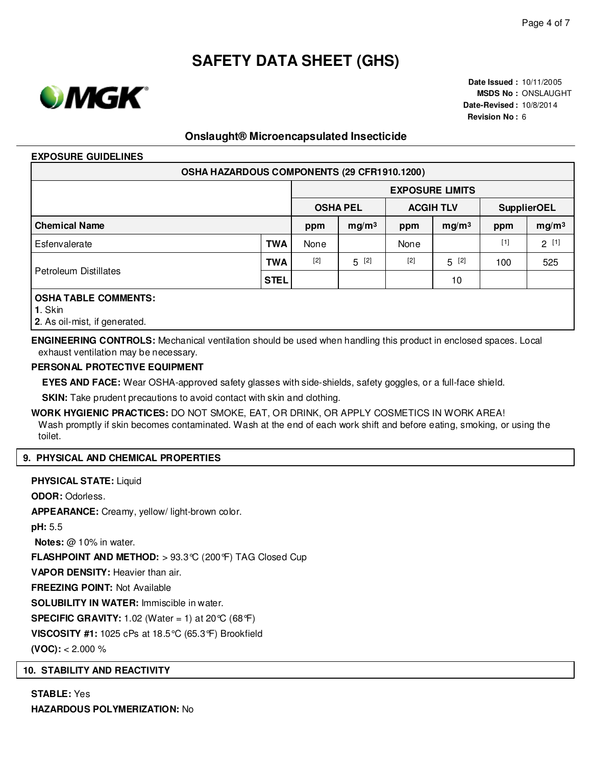# SAFETY DATA SHEET (GHS)

**Date Issued :** 10/11/2005
**MSDS No :** ONSLAUGHT
**Date-Revised :** 10/8/2014
**Revision No :** 6

## Onslaught® Microencapsulated Insecticide

**EXPOSURE GUIDELINES**

| OSHA HAZARDOUS COMPONENTS (29 CFR1910.1200) | | | | | | | | |
|---|---|---|---|---|---|---|---|---|
| | | EXPOSURE LIMITS | | | | | | |
| | | OSHA PEL | | ACGIH TLV | | SupplierOEL | | |
| **Chemical Name** | | ppm | $mg/m^3$ | ppm | $mg/m^3$ | ppm | $mg/m^3$ |
| Esfenvalerate | **TWA** | None | | None | | [1] | 2 [1] |
| Petroleum Distillates | **TWA** | [2] | 5 [2] | [2] | 5 [2] | 100 | 525 |
| | **STEL** | | | | 10 | | |

**OSHA TABLE COMMENTS:**
**1**. Skin
**2**. As oil-mist, if generated.

**ENGINEERING CONTROLS:** Mechanical ventilation should be used when handling this product in enclosed spaces. Local exhaust ventilation may be necessary.

**PERSONAL PROTECTIVE EQUIPMENT**

**EYES AND FACE:** Wear OSHA-approved safety glasses with side-shields, safety goggles, or a full-face shield.

**SKIN:** Take prudent precautions to avoid contact with skin and clothing.

**WORK HYGIENIC PRACTICES:** DO NOT SMOKE, EAT, OR DRINK, OR APPLY COSMETICS IN WORK AREA! Wash promptly if skin becomes contaminated. Wash at the end of each work shift and before eating, smoking, or using the toilet.

## 9. PHYSICAL AND CHEMICAL PROPERTIES

**PHYSICAL STATE:** Liquid

**ODOR:** Odorless.

**APPEARANCE:** Creamy, yellow/ light-brown color.

**pH:** 5.5

**Notes:** @ 10% in water.

**FLASHPOINT AND METHOD:** > 93.3°C (200°F) TAG Closed Cup

**VAPOR DENSITY:** Heavier than air.

**FREEZING POINT:** Not Available

**SOLUBILITY IN WATER:** Immiscible in water.

**SPECIFIC GRAVITY:** 1.02 (Water = 1) at 20°C (68°F)

**VISCOSITY #1:** 1025 cPs at 18.5°C (65.3°F) Brookfield

**(VOC):** < 2.000 %

## 10. STABILITY AND REACTIVITY

**STABLE:** Yes

**HAZARDOUS POLYMERIZATION:** No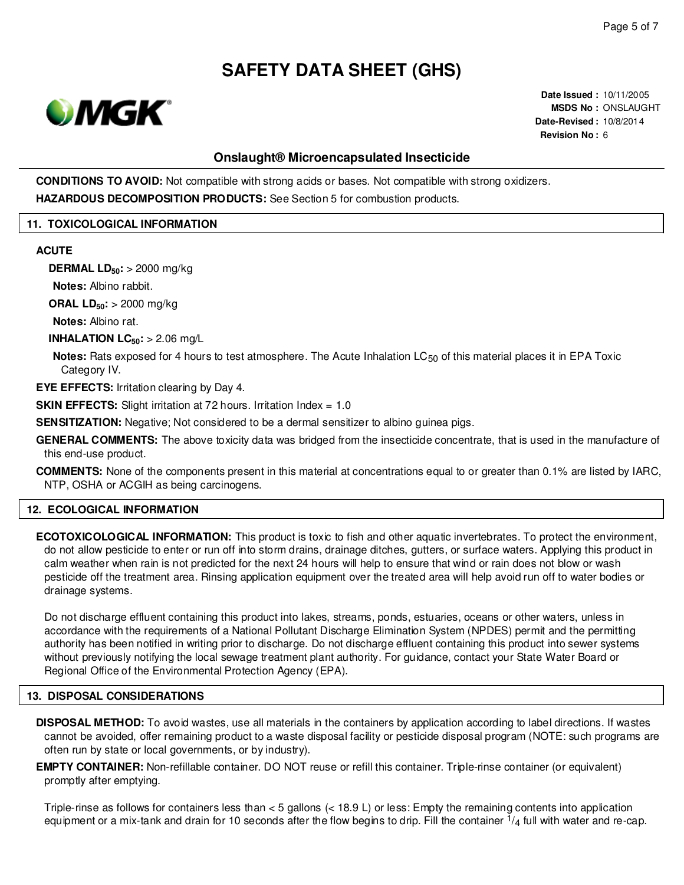CONDITIONS TO AVOID: Not compatible with strong acids or bases. Not compatible with strong oxidizers.

**HAZARDOUS DECOMPOSITION PRODUCTS:** See Section 5 for combustion products.

## 11. TOXICOLOGICAL INFORMATION

**ACUTE**

**DERMAL $LD_{50}$:** > 2000 mg/kg

**Notes:** Albino rabbit.

**ORAL $LD_{50}$:** > 2000 mg/kg

**Notes:** Albino rat.

**INHALATION $LC_{50}$:** > 2.06 mg/L

**Notes:** Rats exposed for 4 hours to test atmosphere. The Acute Inhalation $LC_{50}$ of this material places it in EPA Toxic Category IV.

**EYE EFFECTS:** Irritation clearing by Day 4.

**SKIN EFFECTS:** Slight irritation at 72 hours. Irritation Index = 1.0

**SENSITIZATION:** Negative; Not considered to be a dermal sensitizer to albino guinea pigs.

**GENERAL COMMENTS:** The above toxicity data was bridged from the insecticide concentrate, that is used in the manufacture of this end-use product.

**COMMENTS:** None of the components present in this material at concentrations equal to or greater than 0.1% are listed by IARC, NTP, OSHA or ACGIH as being carcinogens.

## 12. ECOLOGICAL INFORMATION

**ECOTOXICOLOGICAL INFORMATION:** This product is toxic to fish and other aquatic invertebrates. To protect the environment, do not allow pesticide to enter or run off into storm drains, drainage ditches, gutters, or surface waters. Applying this product in calm weather when rain is not predicted for the next 24 hours will help to ensure that wind or rain does not blow or wash pesticide off the treatment area. Rinsing application equipment over the treated area will help avoid run off to water bodies or drainage systems.

Do not discharge effluent containing this product into lakes, streams, ponds, estuaries, oceans or other waters, unless in accordance with the requirements of a National Pollutant Discharge Elimination System (NPDES) permit and the permitting authority has been notified in writing prior to discharge. Do not discharge effluent containing this product into sewer systems without previously notifying the local sewage treatment plant authority. For guidance, contact your State Water Board or Regional Office of the Environmental Protection Agency (EPA).

## 13. DISPOSAL CONSIDERATIONS

**DISPOSAL METHOD:** To avoid wastes, use all materials in the containers by application according to label directions. If wastes cannot be avoided, offer remaining product to a waste disposal facility or pesticide disposal program (NOTE: such programs are often run by state or local governments, or by industry).

**EMPTY CONTAINER:** Non-refillable container. DO NOT reuse or refill this container. Triple-rinse container (or equivalent) promptly after emptying.

Triple-rinse as follows for containers less than < 5 gallons (< 18.9 L) or less: Empty the remaining contents into application equipment or a mix-tank and drain for 10 seconds after the flow begins to drip. Fill the container $^1/_4$ full with water and re-cap.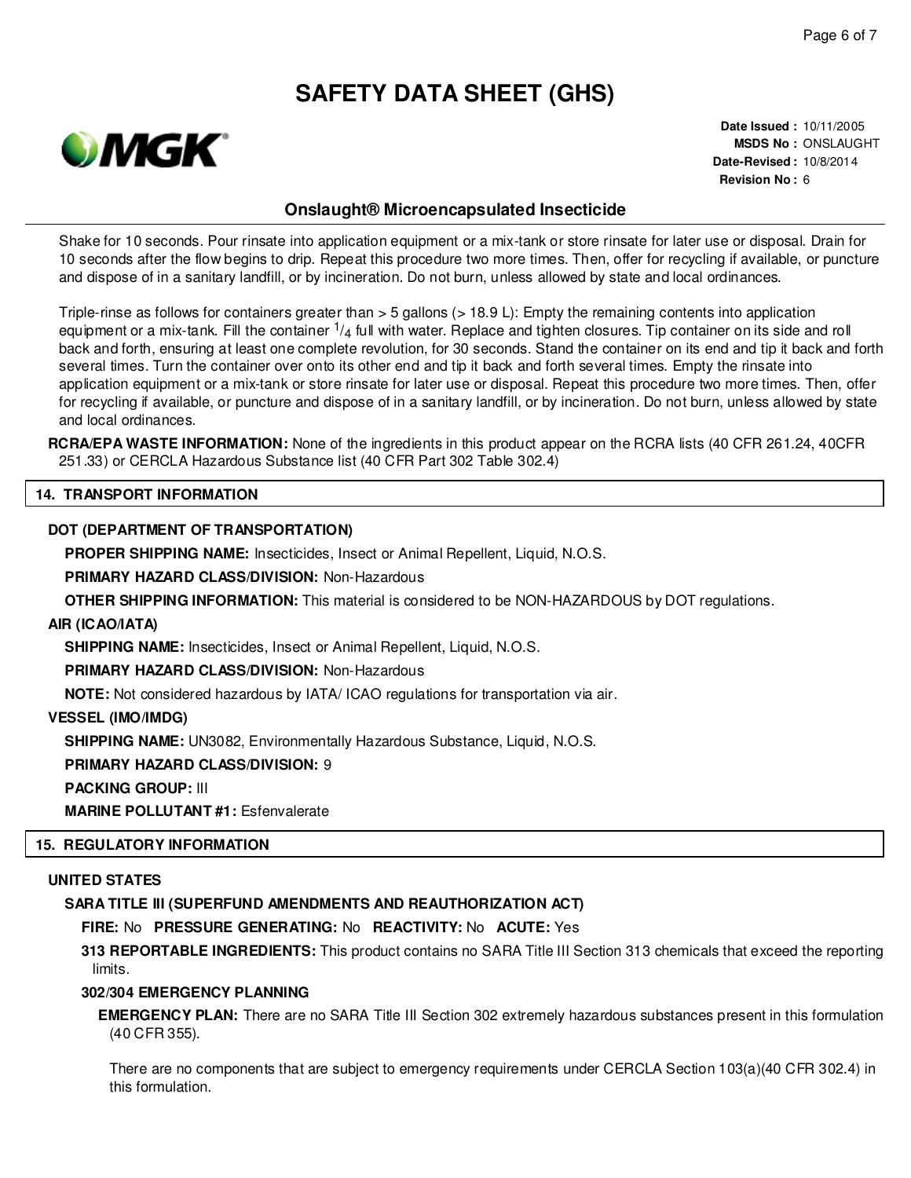Shake for 10 seconds. Pour rinsate into application equipment or a mix-tank or store rinsate for later use or disposal. Drain for 10 seconds after the flow begins to drip. Repeat this procedure two more times. Then, offer for recycling if available, or puncture and dispose of in a sanitary landfill, or by incineration. Do not burn, unless allowed by state and local ordinances.

Triple-rinse as follows for containers greater than > 5 gallons (> 18.9 L): Empty the remaining contents into application equipment or a mix-tank. Fill the container $^1/_4$ full with water. Replace and tighten closures. Tip container on its side and roll back and forth, ensuring at least one complete revolution, for 30 seconds. Stand the container on its end and tip it back and forth several times. Turn the container over onto its other end and tip it back and forth several times. Empty the rinsate into application equipment or a mix-tank or store rinsate for later use or disposal. Repeat this procedure two more times. Then, offer for recycling if available, or puncture and dispose of in a sanitary landfill, or by incineration. Do not burn, unless allowed by state and local ordinances.

**RCRA/EPA WASTE INFORMATION:** None of the ingredients in this product appear on the RCRA lists (40 CFR 261.24, 40CFR 251.33) or CERCLA Hazardous Substance list (40 CFR Part 302 Table 302.4)

## 14. TRANSPORT INFORMATION

**DOT (DEPARTMENT OF TRANSPORTATION)**

**PROPER SHIPPING NAME:** Insecticides, Insect or Animal Repellent, Liquid, N.O.S.

**PRIMARY HAZARD CLASS/DIVISION:** Non-Hazardous

**OTHER SHIPPING INFORMATION:** This material is considered to be NON-HAZARDOUS by DOT regulations.

**AIR (ICAO/IATA)**

**SHIPPING NAME:** Insecticides, Insect or Animal Repellent, Liquid, N.O.S.

**PRIMARY HAZARD CLASS/DIVISION:** Non-Hazardous

**NOTE:** Not considered hazardous by IATA/ ICAO regulations for transportation via air.

**VESSEL (IMO/IMDG)**

**SHIPPING NAME:** UN3082, Environmentally Hazardous Substance, Liquid, N.O.S.

**PRIMARY HAZARD CLASS/DIVISION:** 9

**PACKING GROUP:** III

**MARINE POLLUTANT #1:** Esfenvalerate

## 15. REGULATORY INFORMATION

**UNITED STATES**

**SARA TITLE III (SUPERFUND AMENDMENTS AND REAUTHORIZATION ACT)**

**FIRE:** No **PRESSURE GENERATING:** No **REACTIVITY:** No **ACUTE:** Yes

**313 REPORTABLE INGREDIENTS:** This product contains no SARA Title III Section 313 chemicals that exceed the reporting limits.

**302/304 EMERGENCY PLANNING**

**EMERGENCY PLAN:** There are no SARA Title III Section 302 extremely hazardous substances present in this formulation (40 CFR 355).

There are no components that are subject to emergency requirements under CERCLA Section 103(a)(40 CFR 302.4) in this formulation.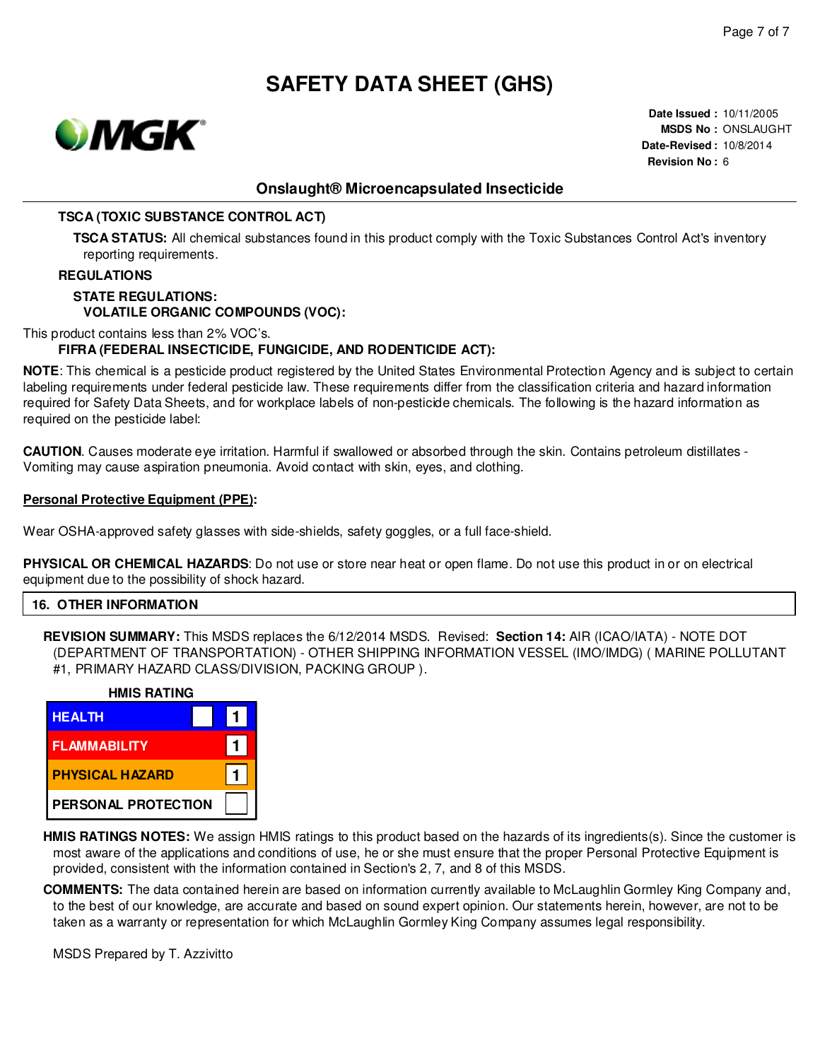# SAFETY DATA SHEET (GHS)

**Date Issued :** 10/11/2005
**MSDS No :** ONSLAUGHT
**Date-Revised :** 10/8/2014
**Revision No :** 6

## Onslaught® Microencapsulated Insecticide

**TSCA (TOXIC SUBSTANCE CONTROL ACT)**

**TSCA STATUS:** All chemical substances found in this product comply with the Toxic Substances Control Act's inventory reporting requirements.

**REGULATIONS**

**STATE REGULATIONS:**

**VOLATILE ORGANIC COMPOUNDS (VOC):**

This product contains less than 2% VOC's.

**FIFRA (FEDERAL INSECTICIDE, FUNGICIDE, AND RODENTICIDE ACT):**

**NOTE**: This chemical is a pesticide product registered by the United States Environmental Protection Agency and is subject to certain labeling requirements under federal pesticide law. These requirements differ from the classification criteria and hazard information required for Safety Data Sheets, and for workplace labels of non-pesticide chemicals. The following is the hazard information as required on the pesticide label:

**CAUTION**. Causes moderate eye irritation. Harmful if swallowed or absorbed through the skin. Contains petroleum distillates - Vomiting may cause aspiration pneumonia. Avoid contact with skin, eyes, and clothing.

**Personal Protective Equipment (PPE):**

Wear OSHA-approved safety glasses with side-shields, safety goggles, or a full face-shield.

**PHYSICAL OR CHEMICAL HAZARDS**: Do not use or store near heat or open flame. Do not use this product in or on electrical equipment due to the possibility of shock hazard.

## 16. OTHER INFORMATION

**REVISION SUMMARY:** This MSDS replaces the 6/12/2014 MSDS. Revised: **Section 14:** AIR (ICAO/IATA) - NOTE DOT (DEPARTMENT OF TRANSPORTATION) - OTHER SHIPPING INFORMATION VESSEL (IMO/IMDG) ( MARINE POLLUTANT #1, PRIMARY HAZARD CLASS/DIVISION, PACKING GROUP ).

**HMIS RATING**

| | | |
|---|---|---|
| HEALTH | | 1 |
| FLAMMABILITY | | 1 |
| PHYSICAL HAZARD | | 1 |
| PERSONAL PROTECTION | | |

**HMIS RATINGS NOTES:** We assign HMIS ratings to this product based on the hazards of its ingredients(s). Since the customer is most aware of the applications and conditions of use, he or she must ensure that the proper Personal Protective Equipment is provided, consistent with the information contained in Section's 2, 7, and 8 of this MSDS.

**COMMENTS:** The data contained herein are based on information currently available to McLaughlin Gormley King Company and, to the best of our knowledge, are accurate and based on sound expert opinion. Our statements herein, however, are not to be taken as a warranty or representation for which McLaughlin Gormley King Company assumes legal responsibility.

MSDS Prepared by T. Azzivitto